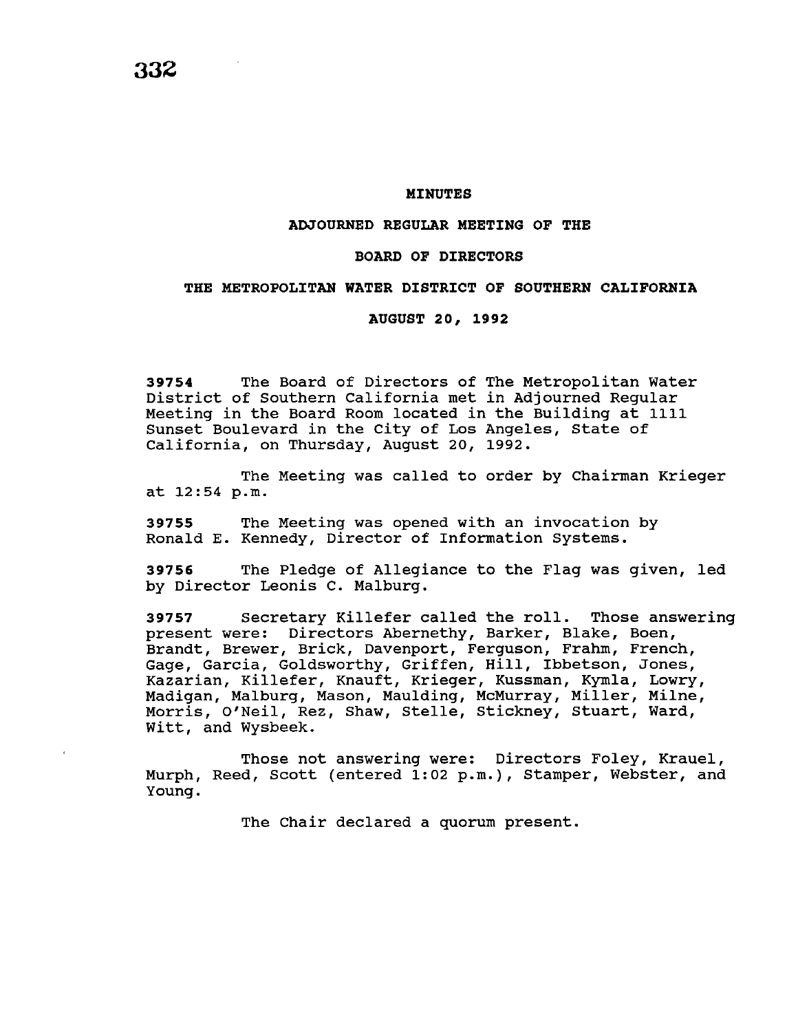# MINUTES

## ADJOURNED REGULAR MEETING OF THE

## BOARD OF DIRECTORS

## THE METROPOLITAN WATER DISTRICT OF SOUTHERN CALIFORNIA

## AUGUST 20, 1992

**39754** The Board of Directors of The Metropolitan Water District of Southern California met in Adjourned Regular Meeting in the Board Room located in the Building at 1111 Sunset Boulevard in the City of Los Angeles, State of California, on Thursday, August 20, 1992.

The Meeting was called to order by Chairman Krieger at 12:54 p.m.

**39755** The Meeting was opened with an invocation by Ronald E. Kennedy, Director of Information Systems.

**39756** The Pledge of Allegiance to the Flag was given, led by Director Leonis C. Malburg.

**39757** Secretary Killefer called the roll. Those answering present were: Directors Abernethy, Barker, Blake, Boen, Brandt, Brewer, Brick, Davenport, Ferguson, Frahm, French, Gage, Garcia, Goldsworthy, Griffen, Hill, Ibbetson, Jones, Kazarian, Killefer, Knauft, Krieger, Kussman, Kymla, Lowry, Madigan, Malburg, Mason, Maulding, McMurray, Miller, Milne, Morris, O'Neil, Rez, Shaw, Stelle, Stickney, Stuart, Ward, Witt, and Wysbeek.

Those not answering were: Directors Foley, Krauel, Murph, Reed, Scott (entered 1:02 p.m.), Stamper, Webster, and Young.

The Chair declared a quorum present.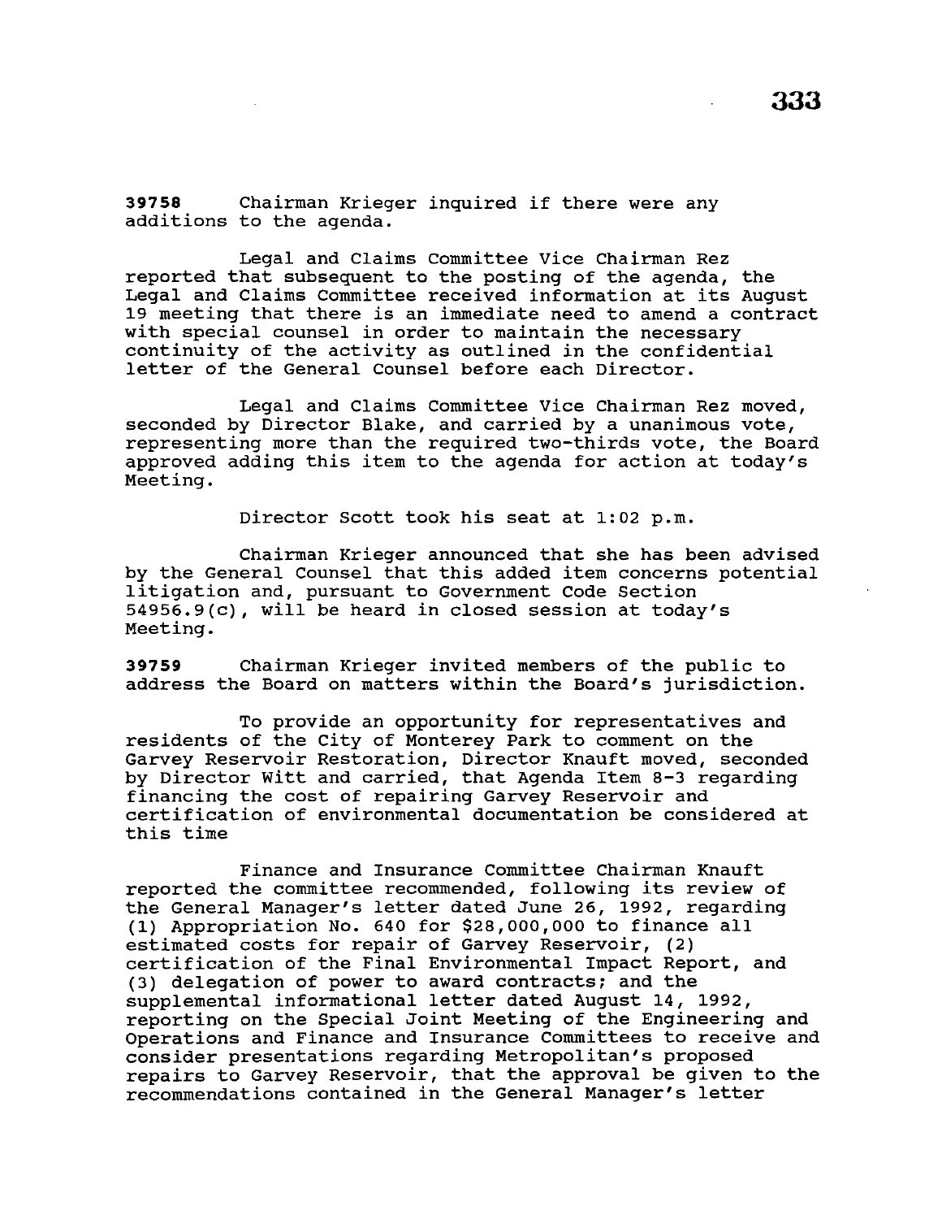**39758** Chairman Krieger inquired if there were any additions to the agenda.

Legal and Claims Committee Vice Chairman Rez reported that subsequent to the posting of the agenda, the Legal and Claims Committee received information at its August 19 meeting that there is an immediate need to amend a contract with special counsel in order to maintain the necessary continuity of the activity as outlined in the confidential letter of the General Counsel before each Director.

Legal and Claims Committee Vice Chairman Rez moved, seconded by Director Blake, and carried by a unanimous vote, representing more than the required two-thirds vote, the Board approved adding this item to the agenda for action at today's Meeting.

Director Scott took his seat at 1:02 p.m.

Chairman Krieger announced that she has been advised by the General Counsel that this added item concerns potential litigation and, pursuant to Government Code Section 54956.9(c), will be heard in closed session at today's Meeting.

**39759** Chairman Krieger invited members of the public to address the Board on matters within the Board's jurisdiction.

To provide an opportunity for representatives and residents of the City of Monterey Park to comment on the Garvey Reservoir Restoration, Director Knauft moved, seconded by Director Witt and carried, that Agenda Item 8-3 regarding financing the cost of repairing Garvey Reservoir and certification of environmental documentation be considered at this time

Finance and Insurance Committee Chairman Knauft reported the committee recommended, following its review of the General Manager's letter dated June 26, 1992, regarding (1) Appropriation No. 640 for $28,000,000 to finance all estimated costs for repair of Garvey Reservoir, (2) certification of the Final Environmental Impact Report, and (3) delegation of power to award contracts; and the supplemental informational letter dated August 14, 1992, reporting on the Special Joint Meeting of the Engineering and Operations and Finance and Insurance Committees to receive and consider presentations regarding Metropolitan's proposed repairs to Garvey Reservoir, that the approval be given to the recommendations contained in the General Manager's letter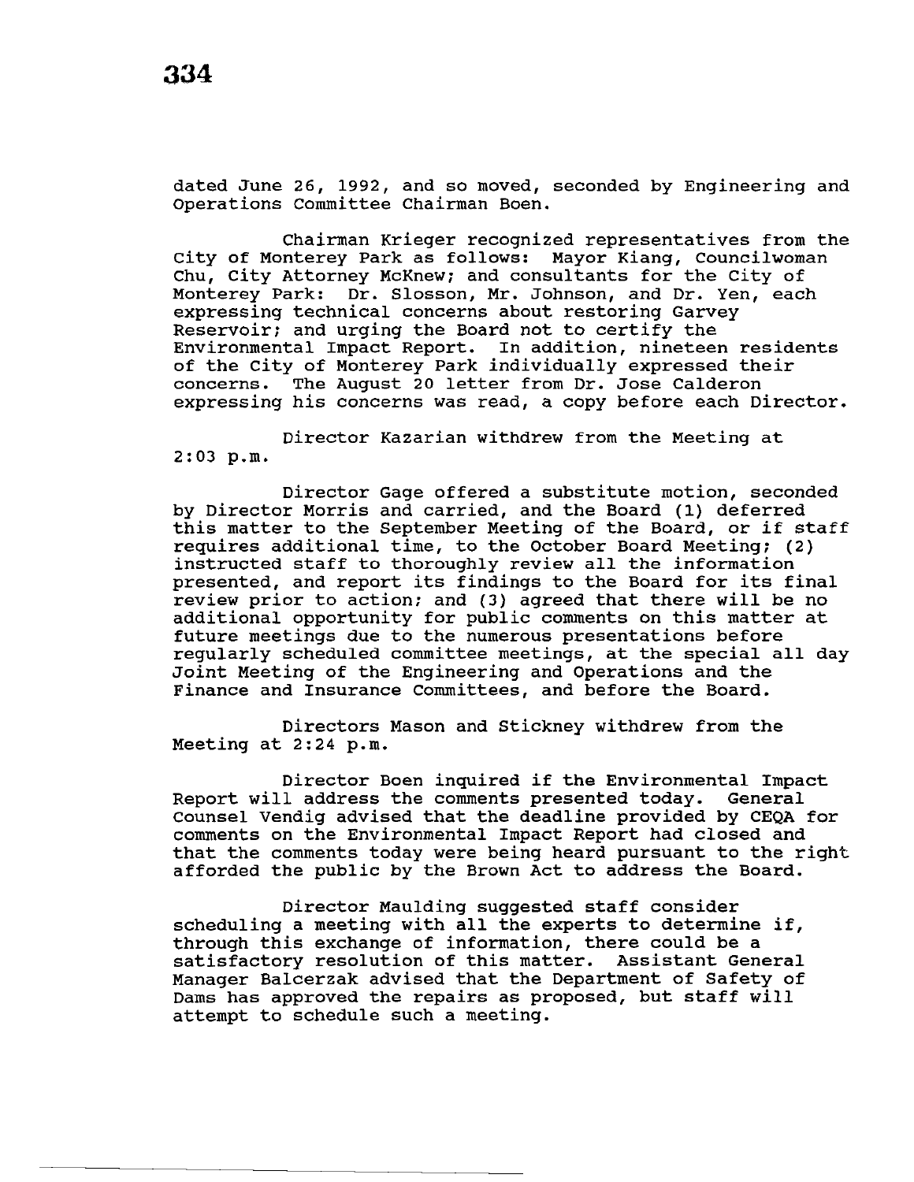dated June 26, 1992, and so moved, seconded by Engineering and Operations Committee Chairman Boen.

Chairman Krieger recognized representatives from the City of Monterey Park as follows: Mayor Kiang, Councilwoman Chu, City Attorney McKnew; and consultants for the City of Monterey Park: Dr. Slosson, Mr. Johnson, and Dr. Yen, each expressing technical concerns about restoring Garvey Reservoir; and urging the Board not to certify the Environmental Impact Report. In addition, nineteen residents of the City of Monterey Park individually expressed their concerns. The August 20 letter from Dr. Jose Calderon expressing his concerns was read, a copy before each Director.

Director Kazarian withdrew from the Meeting at 2:03 p.m.

Director Gage offered a substitute motion, seconded by Director Morris and carried, and the Board (1) deferred this matter to the September Meeting of the Board, or if staff requires additional time, to the October Board Meeting; (2) instructed staff to thoroughly review all the information presented, and report its findings to the Board for its final review prior to action; and (3) agreed that there will be no additional opportunity for public comments on this matter at future meetings due to the numerous presentations before regularly scheduled committee meetings, at the special all day Joint Meeting of the Engineering and Operations and the Finance and Insurance Committees, and before the Board.

Directors Mason and Stickney withdrew from the Meeting at 2:24 p.m.

Director Boen inquired if the Environmental Impact Report will address the comments presented today. General Counsel Vendig advised that the deadline provided by CEQA for comments on the Environmental Impact Report had closed and that the comments today were being heard pursuant to the right afforded the public by the Brown Act to address the Board.

Director Maulding suggested staff consider scheduling a meeting with all the experts to determine if, through this exchange of information, there could be a satisfactory resolution of this matter. Assistant General Manager Balcerzak advised that the Department of Safety of Dams has approved the repairs as proposed, but staff will attempt to schedule such a meeting.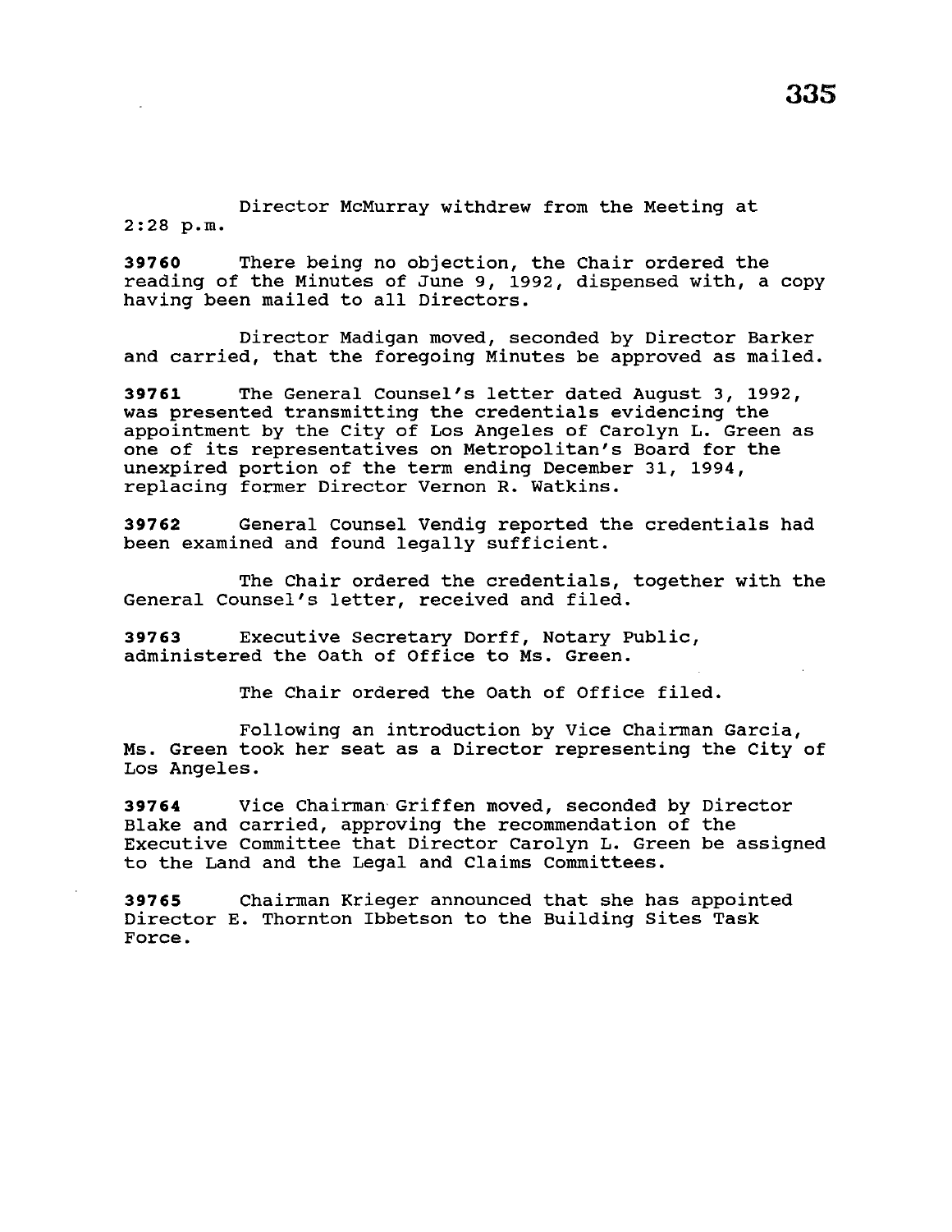Director McMurray withdrew from the Meeting at 2:28 p.m.

**39760** There being no objection, the Chair ordered the reading of the Minutes of June 9, 1992, dispensed with, a copy having been mailed to all Directors.

Director Madigan moved, seconded by Director Barker and carried, that the foregoing Minutes be approved as mailed.

**39761** The General Counsel's letter dated August 3, 1992, was presented transmitting the credentials evidencing the appointment by the City of Los Angeles of Carolyn L. Green as one of its representatives on Metropolitan's Board for the unexpired portion of the term ending December 31, 1994, replacing former Director Vernon R. Watkins.

**39762** General Counsel Vendig reported the credentials had been examined and found legally sufficient.

The Chair ordered the credentials, together with the General Counsel's letter, received and filed.

**39763** Executive Secretary Dorff, Notary Public, administered the Oath of Office to Ms. Green.

The Chair ordered the Oath of Office filed.

Following an introduction by Vice Chairman Garcia, Ms. Green took her seat as a Director representing the City of Los Angeles.

**39764** Vice Chairman Griffen moved, seconded by Director Blake and carried, approving the recommendation of the Executive Committee that Director Carolyn L. Green be assigned to the Land and the Legal and Claims Committees.

**39765** Chairman Krieger announced that she has appointed Director E. Thornton Ibbetson to the Building Sites Task Force.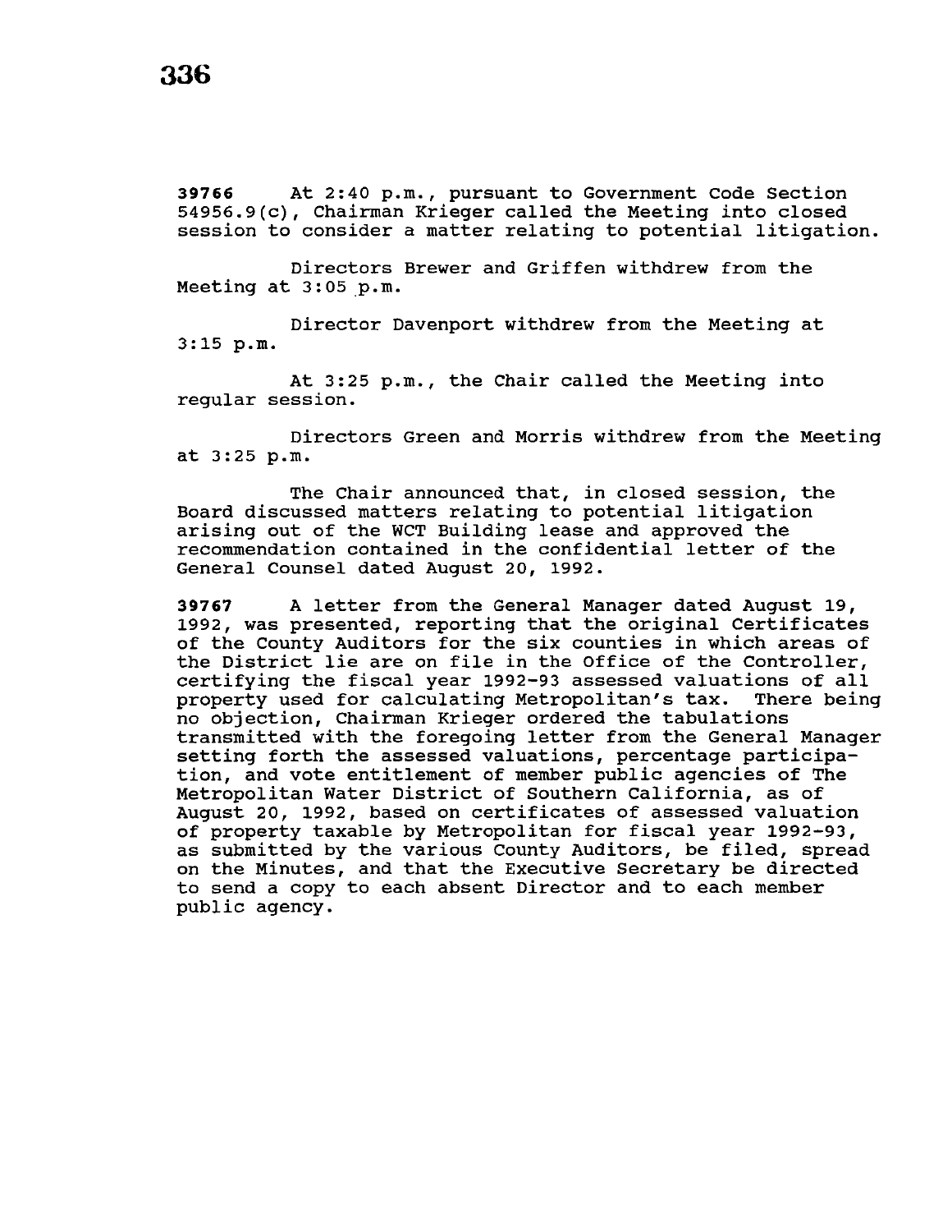**39766** At 2:40 p.m., pursuant to Government Code Section 54956.9(c), Chairman Krieger called the Meeting into closed session to consider a matter relating to potential litigation.

Directors Brewer and Griffen withdrew from the Meeting at 3:05 p.m.

Director Davenport withdrew from the Meeting at 3:15 p.m.

At 3:25 p.m., the Chair called the Meeting into regular session.

Directors Green and Morris withdrew from the Meeting at 3:25 p.m.

The Chair announced that, in closed session, the Board discussed matters relating to potential litigation arising out of the WCT Building lease and approved the recommendation contained in the confidential letter of the General Counsel dated August 20, 1992.

**39767** A letter from the General Manager dated August 19, 1992, was presented, reporting that the original Certificates of the County Auditors for the six counties in which areas of the District lie are on file in the Office of the Controller, certifying the fiscal year 1992-93 assessed valuations of all property used for calculating Metropolitan's tax. There being no objection, Chairman Krieger ordered the tabulations transmitted with the foregoing letter from the General Manager setting forth the assessed valuations, percentage participation, and vote entitlement of member public agencies of The Metropolitan Water District of Southern California, as of August 20, 1992, based on certificates of assessed valuation of property taxable by Metropolitan for fiscal year 1992-93, as submitted by the various County Auditors, be filed, spread on the Minutes, and that the Executive Secretary be directed to send a copy to each absent Director and to each member public agency.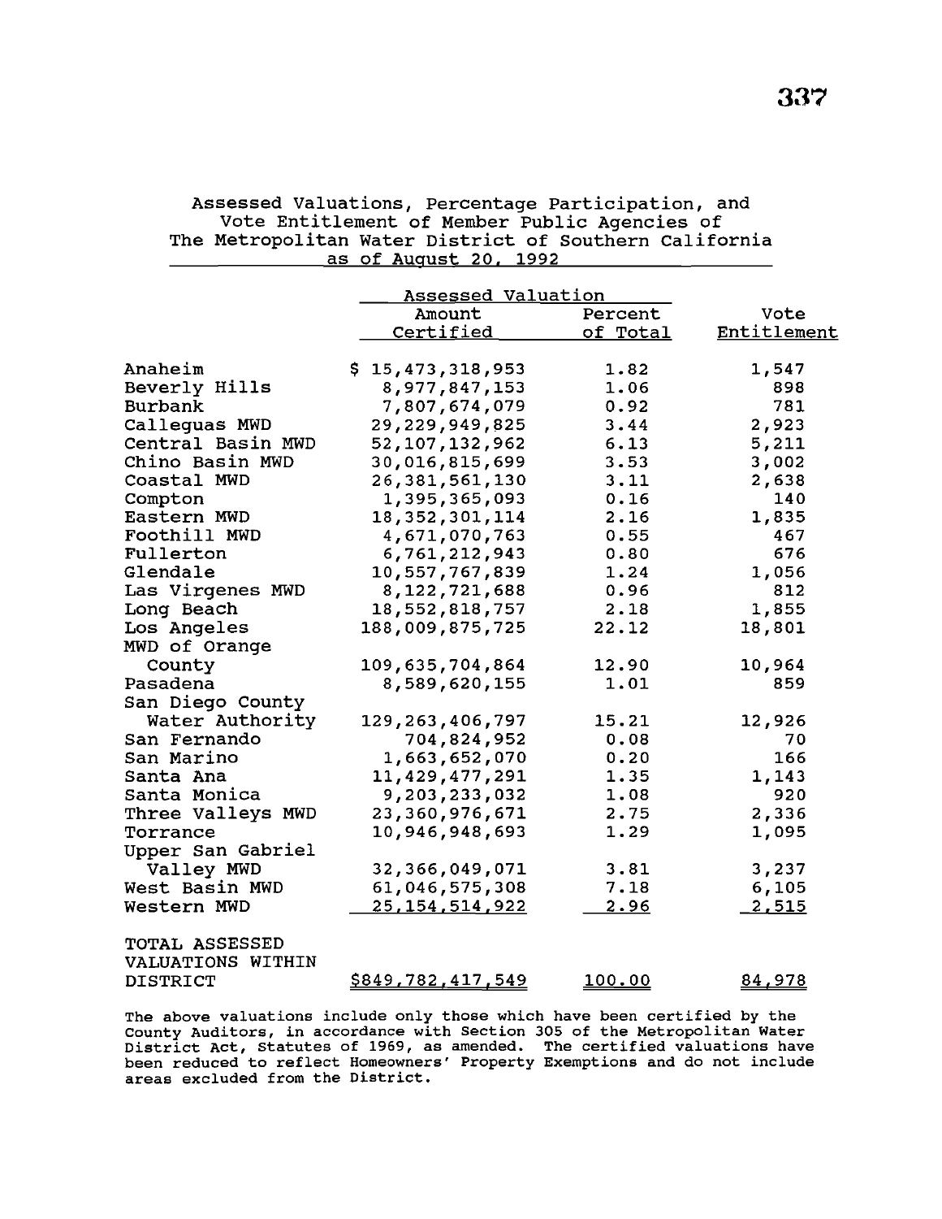Assessed Valuations, Percentage Participation, and Vote Entitlement of Member Public Agencies of The Metropolitan Water District of Southern California as of August 20, 1992

| | Assessed Valuation | | |
|---|---|---|---|
| | Amount Certified | Percent of Total | Vote Entitlement |
| Anaheim | $ 15,473,318,953 | 1.82 | 1,547 |
| Beverly Hills | 8,977,847,153 | 1.06 | 898 |
| Burbank | 7,807,674,079 | 0.92 | 781 |
| Calleguas MWD | 29,229,949,825 | 3.44 | 2,923 |
| Central Basin MWD | 52,107,132,962 | 6.13 | 5,211 |
| Chino Basin MWD | 30,016,815,699 | 3.53 | 3,002 |
| Coastal MWD | 26,381,561,130 | 3.11 | 2,638 |
| Compton | 1,395,365,093 | 0.16 | 140 |
| Eastern MWD | 18,352,301,114 | 2.16 | 1,835 |
| Foothill MWD | 4,671,070,763 | 0.55 | 467 |
| Fullerton | 6,761,212,943 | 0.80 | 676 |
| Glendale | 10,557,767,839 | 1.24 | 1,056 |
| Las Virgenes MWD | 8,122,721,688 | 0.96 | 812 |
| Long Beach | 18,552,818,757 | 2.18 | 1,855 |
| Los Angeles | 188,009,875,725 | 22.12 | 18,801 |
| MWD of Orange County | 109,635,704,864 | 12.90 | 10,964 |
| Pasadena | 8,589,620,155 | 1.01 | 859 |
| San Diego County Water Authority | 129,263,406,797 | 15.21 | 12,926 |
| San Fernando | 704,824,952 | 0.08 | 70 |
| San Marino | 1,663,652,070 | 0.20 | 166 |
| Santa Ana | 11,429,477,291 | 1.35 | 1,143 |
| Santa Monica | 9,203,233,032 | 1.08 | 920 |
| Three Valleys MWD | 23,360,976,671 | 2.75 | 2,336 |
| Torrance | 10,946,948,693 | 1.29 | 1,095 |
| Upper San Gabriel Valley MWD | 32,366,049,071 | 3.81 | 3,237 |
| West Basin MWD | 61,046,575,308 | 7.18 | 6,105 |
| Western MWD | 25,154,514,922 | 2.96 | 2,515 |
| TOTAL ASSESSED VALUATIONS WITHIN DISTRICT | $849,782,417,549 | 100.00 | 84,978 |

The above valuations include only those which have been certified by the County Auditors, in accordance with Section 305 of the Metropolitan Water District Act, Statutes of 1969, as amended. The certified valuations have been reduced to reflect Homeowners' Property Exemptions and do not include areas excluded from the District.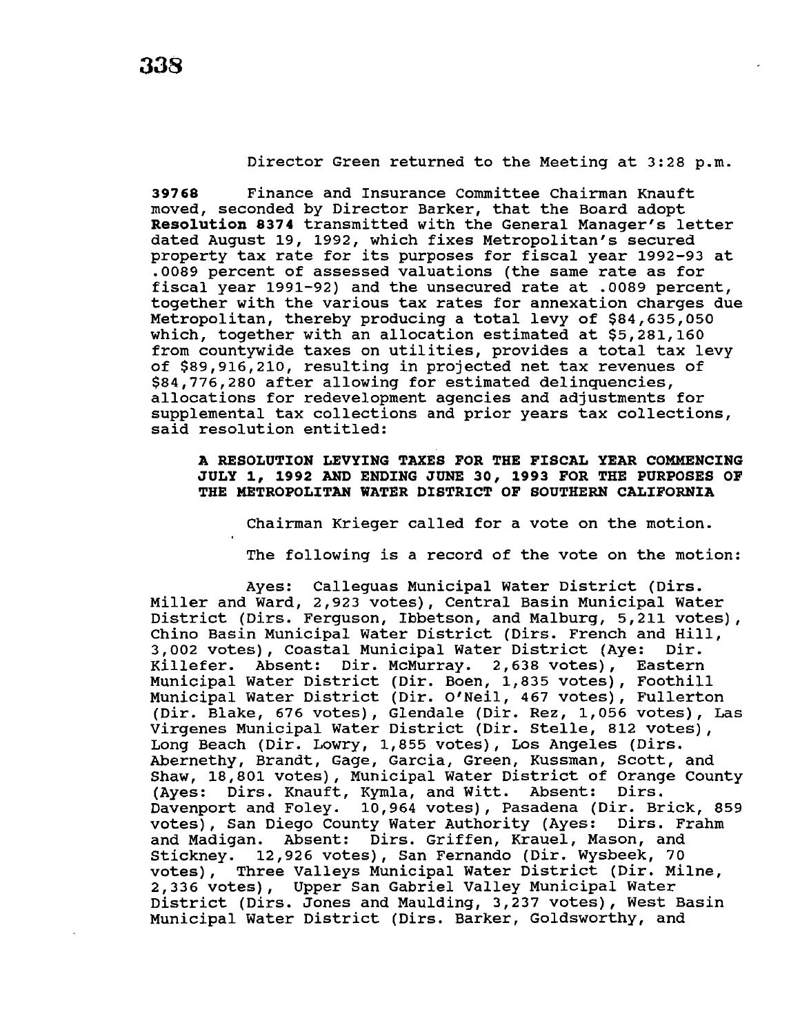Director Green returned to the Meeting at 3:28 p.m.

**39768** Finance and Insurance Committee Chairman Knauft moved, seconded by Director Barker, that the Board adopt **Resolution 8374** transmitted with the General Manager's letter dated August 19, 1992, which fixes Metropolitan's secured property tax rate for its purposes for fiscal year 1992-93 at .0089 percent of assessed valuations (the same rate as for fiscal year 1991-92) and the unsecured rate at .0089 percent, together with the various tax rates for annexation charges due Metropolitan, thereby producing a total levy of $84,635,050 which, together with an allocation estimated at $5,281,160 from countywide taxes on utilities, provides a total tax levy of $89,916,210, resulting in projected net tax revenues of $84,776,280 after allowing for estimated delinquencies, allocations for redevelopment agencies and adjustments for supplemental tax collections and prior years tax collections, said resolution entitled:

> **A RESOLUTION LEVYING TAXES FOR THE FISCAL YEAR COMMENCING JULY 1, 1992 AND ENDING JUNE 30, 1993 FOR THE PURPOSES OF THE METROPOLITAN WATER DISTRICT OF SOUTHERN CALIFORNIA**

Chairman Krieger called for a vote on the motion.

The following is a record of the vote on the motion:

Ayes: Calleguas Municipal Water District (Dirs. Miller and Ward, 2,923 votes), Central Basin Municipal Water District (Dirs. Ferguson, Ibbetson, and Malburg, 5,211 votes), Chino Basin Municipal Water District (Dirs. French and Hill, 3,002 votes), Coastal Municipal Water District (Aye: Dir. Killefer. Absent: Dir. McMurray. 2,638 votes), Eastern Municipal Water District (Dir. Boen, 1,835 votes), Foothill Municipal Water District (Dir. O'Neil, 467 votes), Fullerton (Dir. Blake, 676 votes), Glendale (Dir. Rez, 1,056 votes), Las Virgenes Municipal Water District (Dir. Stelle, 812 votes), Long Beach (Dir. Lowry, 1,855 votes), Los Angeles (Dirs. Abernethy, Brandt, Gage, Garcia, Green, Kussman, Scott, and Shaw, 18,801 votes), Municipal Water District of Orange County (Ayes: Dirs. Knauft, Kymla, and Witt. Absent: Dirs. Davenport and Foley. 10,964 votes), Pasadena (Dir. Brick, 859 votes), San Diego County Water Authority (Ayes: Dirs. Frahm and Madigan. Absent: Dirs. Griffen, Krauel, Mason, and Stickney. 12,926 votes), San Fernando (Dir. Wysbeek, 70 votes), Three Valleys Municipal Water District (Dir. Milne, 2,336 votes), Upper San Gabriel Valley Municipal Water District (Dirs. Jones and Maulding, 3,237 votes), West Basin Municipal Water District (Dirs. Barker, Goldsworthy, and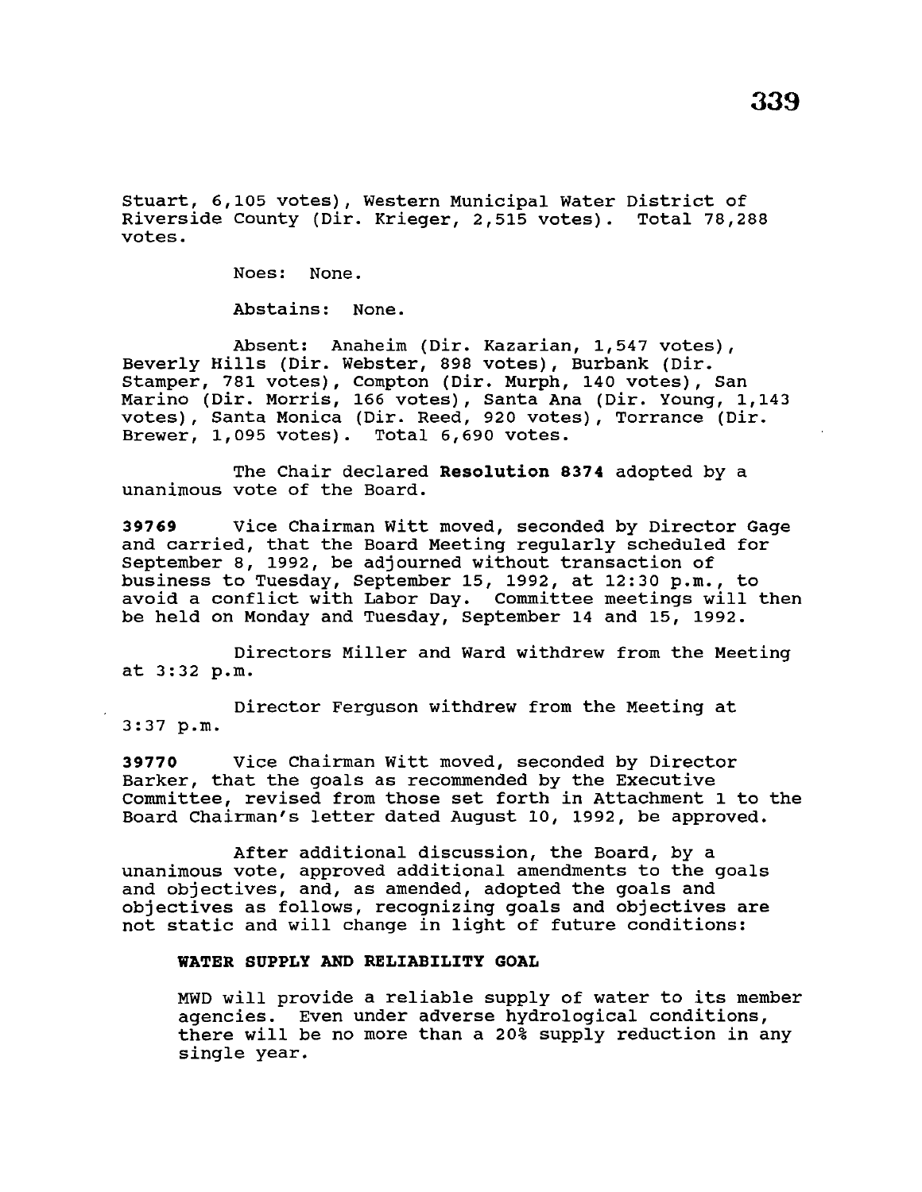Stuart, 6,105 votes), Western Municipal Water District of Riverside County (Dir. Krieger, 2,515 votes). Total 78,288 votes.

Noes: None.

Abstains: None.

Absent: Anaheim (Dir. Kazarian, 1,547 votes), Beverly Hills (Dir. Webster, 898 votes), Burbank (Dir. Stamper, 781 votes), Compton (Dir. Murph, 140 votes), San Marino (Dir. Morris, 166 votes), Santa Ana (Dir. Young, 1,143 votes), Santa Monica (Dir. Reed, 920 votes), Torrance (Dir. Brewer, 1,095 votes). Total 6,690 votes.

The Chair declared **Resolution 8374** adopted by a unanimous vote of the Board.

**39769** Vice Chairman Witt moved, seconded by Director Gage and carried, that the Board Meeting regularly scheduled for September 8, 1992, be adjourned without transaction of business to Tuesday, September 15, 1992, at 12:30 p.m., to avoid a conflict with Labor Day. Committee meetings will then be held on Monday and Tuesday, September 14 and 15, 1992.

Directors Miller and Ward withdrew from the Meeting at 3:32 p.m.

Director Ferguson withdrew from the Meeting at 3:37 p.m.

**39770** Vice Chairman Witt moved, seconded by Director Barker, that the goals as recommended by the Executive Committee, revised from those set forth in Attachment 1 to the Board Chairman's letter dated August 10, 1992, be approved.

After additional discussion, the Board, by a unanimous vote, approved additional amendments to the goals and objectives, and, as amended, adopted the goals and objectives as follows, recognizing goals and objectives are not static and will change in light of future conditions:

**WATER SUPPLY AND RELIABILITY GOAL**

MWD will provide a reliable supply of water to its member agencies. Even under adverse hydrological conditions, there will be no more than a 20% supply reduction in any single year.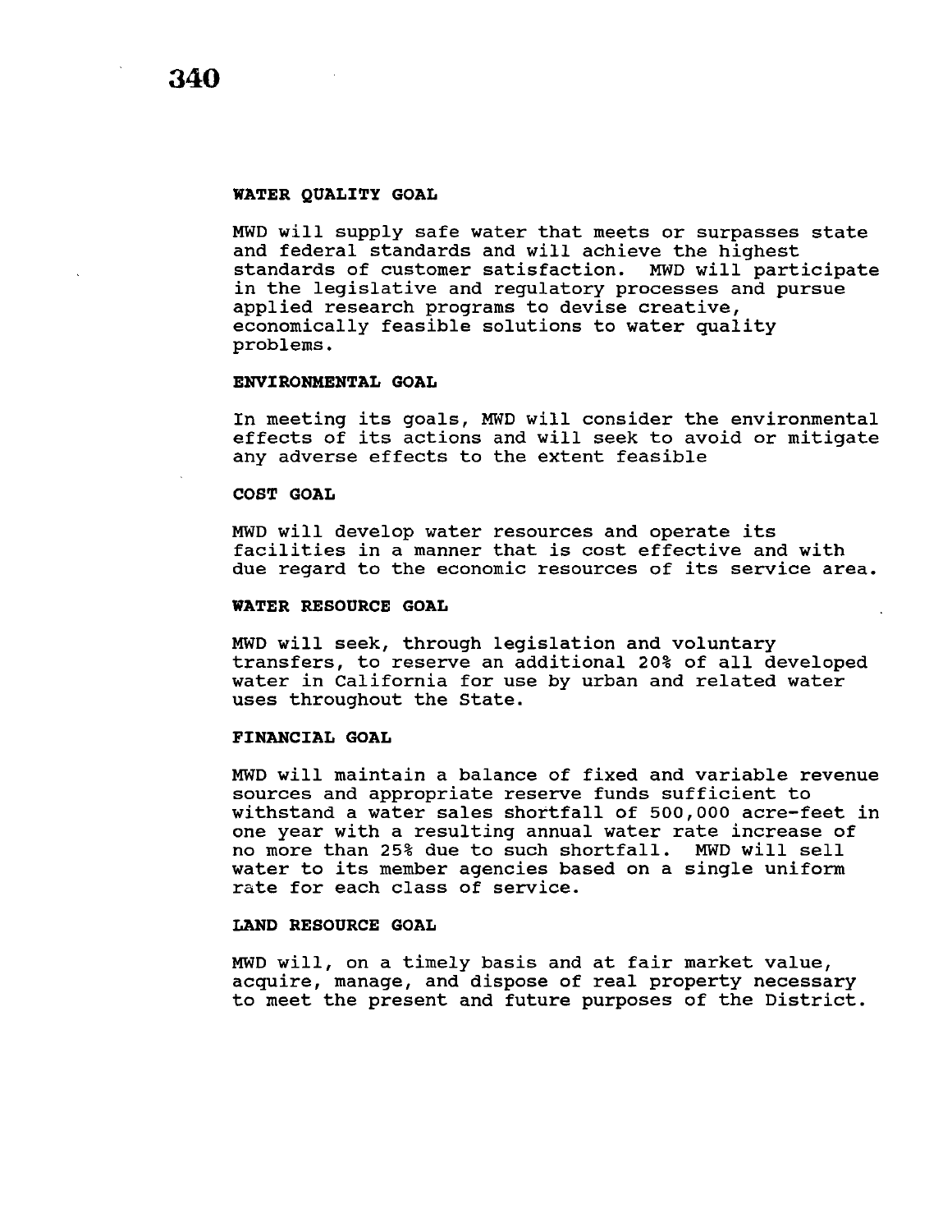#### WATER QUALITY GOAL

MWD will supply safe water that meets or surpasses state and federal standards and will achieve the highest standards of customer satisfaction. MWD will participate in the legislative and regulatory processes and pursue applied research programs to devise creative, economically feasible solutions to water quality problems.

#### ENVIRONMENTAL GOAL

In meeting its goals, MWD will consider the environmental effects of its actions and will seek to avoid or mitigate any adverse effects to the extent feasible

#### COST GOAL

MWD will develop water resources and operate its facilities in a manner that is cost effective and with due regard to the economic resources of its service area.

#### WATER RESOURCE GOAL

MWD will seek, through legislation and voluntary transfers, to reserve an additional 20% of all developed water in California for use by urban and related water uses throughout the State.

#### FINANCIAL GOAL

MWD will maintain a balance of fixed and variable revenue sources and appropriate reserve funds sufficient to withstand a water sales shortfall of 500,000 acre-feet in one year with a resulting annual water rate increase of no more than 25% due to such shortfall. MWD will sell water to its member agencies based on a single uniform rate for each class of service.

#### LAND RESOURCE GOAL

MWD will, on a timely basis and at fair market value, acquire, manage, and dispose of real property necessary to meet the present and future purposes of the District.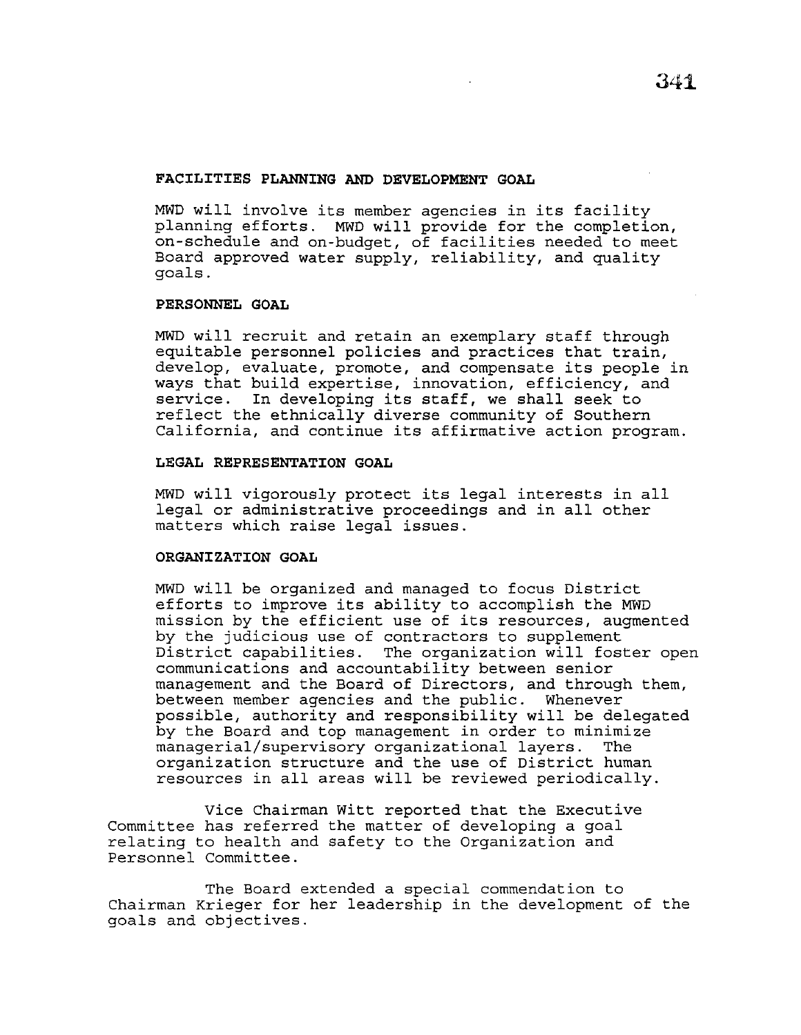**FACILITIES PLANNING AND DEVELOPMENT GOAL**

MWD will involve its member agencies in its facility planning efforts. MWD will provide for the completion, on-schedule and on-budget, of facilities needed to meet Board approved water supply, reliability, and quality goals.

**PERSONNEL GOAL**

MWD will recruit and retain an exemplary staff through equitable personnel policies and practices that train, develop, evaluate, promote, and compensate its people in ways that build expertise, innovation, efficiency, and service. In developing its staff, we shall seek to reflect the ethnically diverse community of Southern California, and continue its affirmative action program.

**LEGAL REPRESENTATION GOAL**

MWD will vigorously protect its legal interests in all legal or administrative proceedings and in all other matters which raise legal issues.

**ORGANIZATION GOAL**

MWD will be organized and managed to focus District efforts to improve its ability to accomplish the MWD mission by the efficient use of its resources, augmented by the judicious use of contractors to supplement District capabilities. The organization will foster open communications and accountability between senior management and the Board of Directors, and through them, between member agencies and the public. Whenever possible, authority and responsibility will be delegated by the Board and top management in order to minimize managerial/supervisory organizational layers. The organization structure and the use of District human resources in all areas will be reviewed periodically.

Vice Chairman Witt reported that the Executive Committee has referred the matter of developing a goal relating to health and safety to the Organization and Personnel Committee.

The Board extended a special commendation to Chairman Krieger for her leadership in the development of the goals and objectives.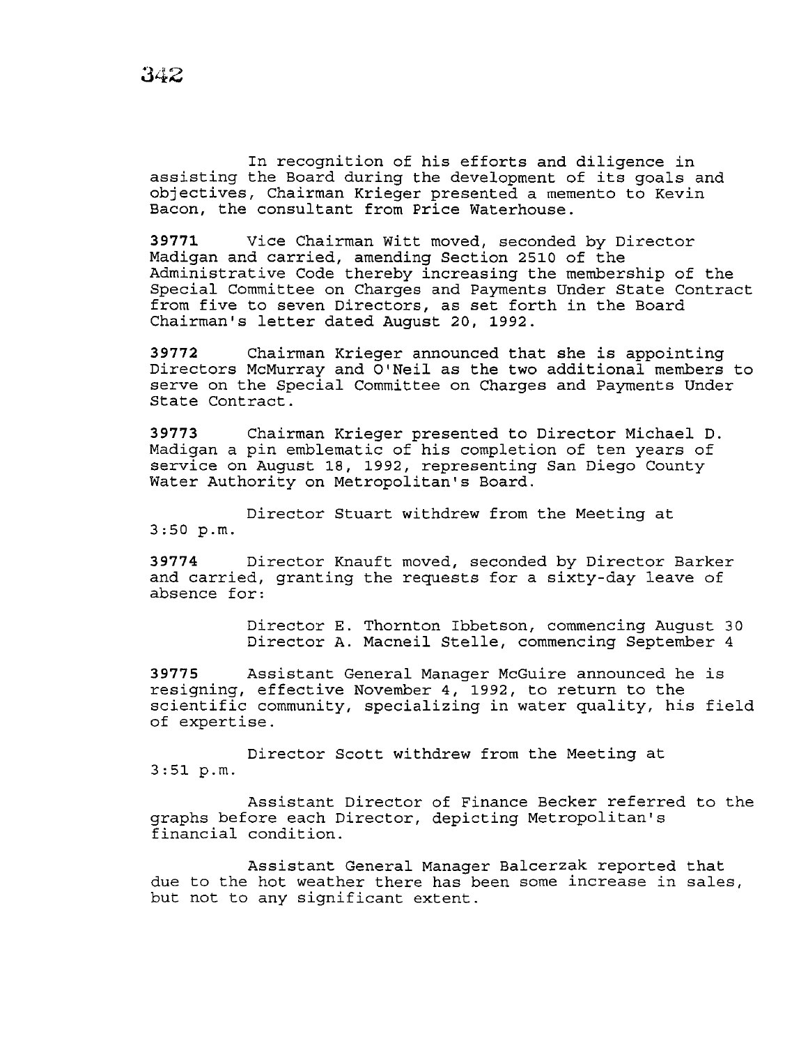In recognition of his efforts and diligence in assisting the Board during the development of its goals and objectives, Chairman Krieger presented a memento to Kevin Bacon, the consultant from Price Waterhouse.

**39771** Vice Chairman Witt moved, seconded by Director Madigan and carried, amending Section 2510 of the Administrative Code thereby increasing the membership of the Special Committee on Charges and Payments Under State Contract from five to seven Directors, as set forth in the Board Chairman's letter dated August 20, 1992.

**39772** Chairman Krieger announced that she is appointing Directors McMurray and O'Neil as the two additional members to serve on the Special Committee on Charges and Payments Under State Contract.

**39773** Chairman Krieger presented to Director Michael D. Madigan a pin emblematic of his completion of ten years of service on August 18, 1992, representing San Diego County Water Authority on Metropolitan's Board.

Director Stuart withdrew from the Meeting at 3:50 p.m.

**39774** Director Knauft moved, seconded by Director Barker and carried, granting the requests for a sixty-day leave of absence for:

Director E. Thornton Ibbetson, commencing August 30
Director A. Macneil Stelle, commencing September 4

**39775** Assistant General Manager McGuire announced he is resigning, effective November 4, 1992, to return to the scientific community, specializing in water quality, his field of expertise.

Director Scott withdrew from the Meeting at 3:51 p.m.

Assistant Director of Finance Becker referred to the graphs before each Director, depicting Metropolitan's financial condition.

Assistant General Manager Balcerzak reported that due to the hot weather there has been some increase in sales, but not to any significant extent.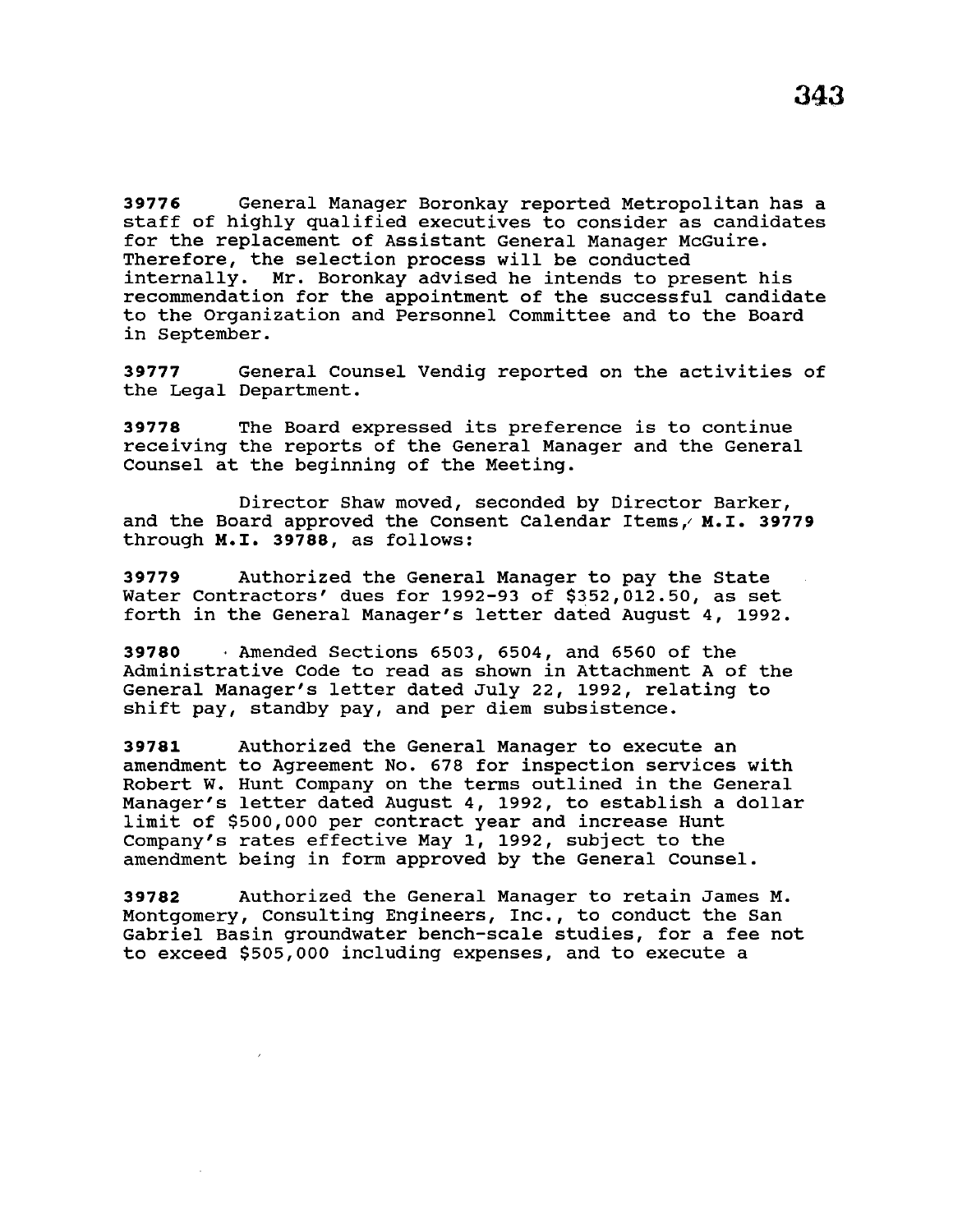**39776** General Manager Boronkay reported Metropolitan has a staff of highly qualified executives to consider as candidates for the replacement of Assistant General Manager McGuire. Therefore, the selection process will be conducted internally. Mr. Boronkay advised he intends to present his recommendation for the appointment of the successful candidate to the Organization and Personnel Committee and to the Board in September.

**39777** General Counsel Vendig reported on the activities of the Legal Department.

**39778** The Board expressed its preference is to continue receiving the reports of the General Manager and the General Counsel at the beginning of the Meeting.

Director Shaw moved, seconded by Director Barker, and the Board approved the Consent Calendar Items, **M.I. 39779** through **M.I. 39788**, as follows:

**39779** Authorized the General Manager to pay the State Water Contractors' dues for 1992-93 of $352,012.50, as set forth in the General Manager's letter dated August 4, 1992.

**39780** Amended Sections 6503, 6504, and 6560 of the Administrative Code to read as shown in Attachment A of the General Manager's letter dated July 22, 1992, relating to shift pay, standby pay, and per diem subsistence.

**39781** Authorized the General Manager to execute an amendment to Agreement No. 678 for inspection services with Robert W. Hunt Company on the terms outlined in the General Manager's letter dated August 4, 1992, to establish a dollar limit of $500,000 per contract year and increase Hunt Company's rates effective May 1, 1992, subject to the amendment being in form approved by the General Counsel.

**39782** Authorized the General Manager to retain James M. Montgomery, Consulting Engineers, Inc., to conduct the San Gabriel Basin groundwater bench-scale studies, for a fee not to exceed $505,000 including expenses, and to execute a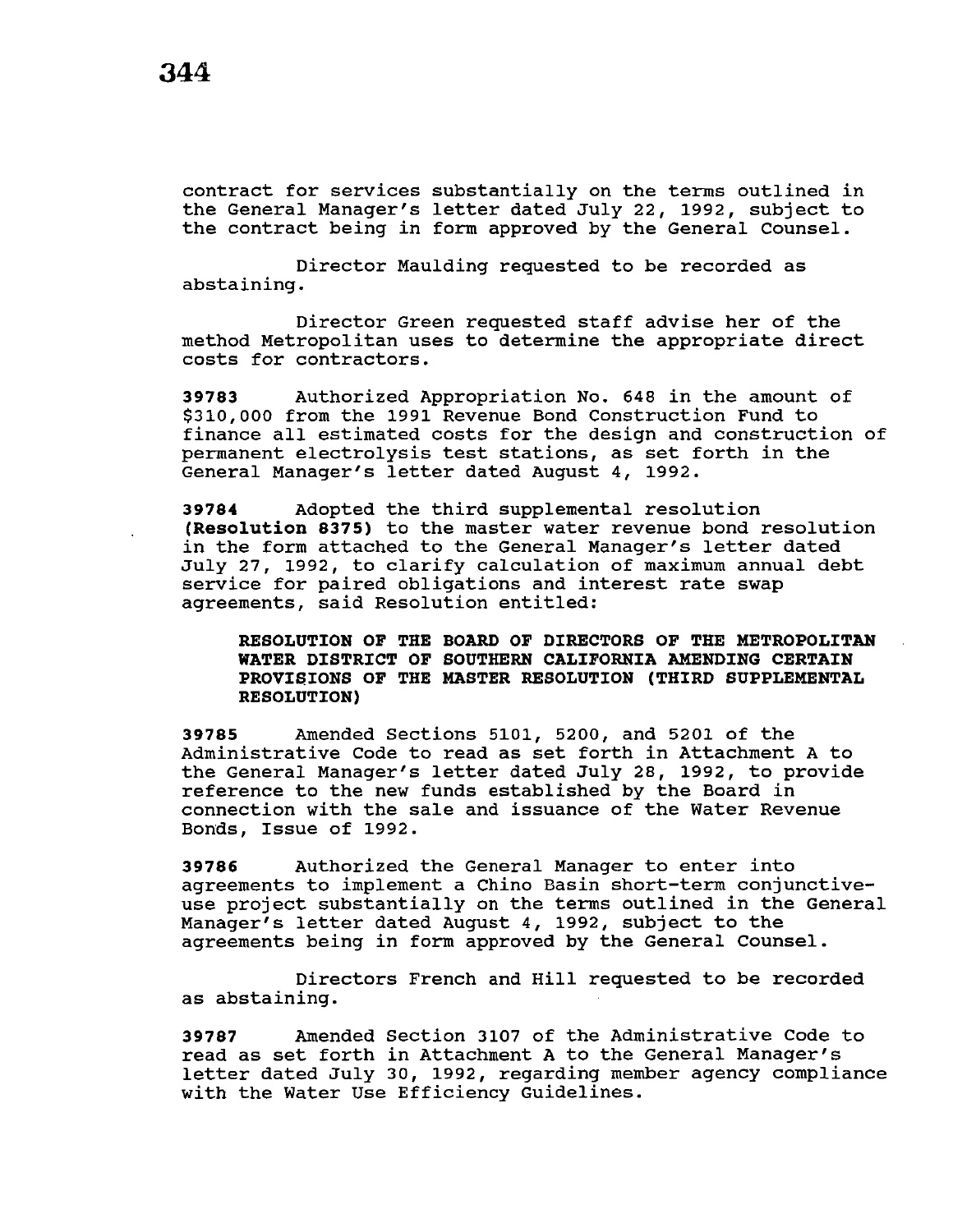contract for services substantially on the terms outlined in the General Manager's letter dated July 22, 1992, subject to the contract being in form approved by the General Counsel.

Director Maulding requested to be recorded as abstaining.

Director Green requested staff advise her of the method Metropolitan uses to determine the appropriate direct costs for contractors.

**39783** Authorized Appropriation No. 648 in the amount of $310,000 from the 1991 Revenue Bond Construction Fund to finance all estimated costs for the design and construction of permanent electrolysis test stations, as set forth in the General Manager's letter dated August 4, 1992.

**39784** Adopted the third supplemental resolution **(Resolution 8375)** to the master water revenue bond resolution in the form attached to the General Manager's letter dated July 27, 1992, to clarify calculation of maximum annual debt service for paired obligations and interest rate swap agreements, said Resolution entitled:

> **RESOLUTION OF THE BOARD OF DIRECTORS OF THE METROPOLITAN WATER DISTRICT OF SOUTHERN CALIFORNIA AMENDING CERTAIN PROVISIONS OF THE MASTER RESOLUTION (THIRD SUPPLEMENTAL RESOLUTION)**

**39785** Amended Sections 5101, 5200, and 5201 of the Administrative Code to read as set forth in Attachment A to the General Manager's letter dated July 28, 1992, to provide reference to the new funds established by the Board in connection with the sale and issuance of the Water Revenue Bonds, Issue of 1992.

**39786** Authorized the General Manager to enter into agreements to implement a Chino Basin short-term conjunctive-use project substantially on the terms outlined in the General Manager's letter dated August 4, 1992, subject to the agreements being in form approved by the General Counsel.

Directors French and Hill requested to be recorded as abstaining.

**39787** Amended Section 3107 of the Administrative Code to read as set forth in Attachment A to the General Manager's letter dated July 30, 1992, regarding member agency compliance with the Water Use Efficiency Guidelines.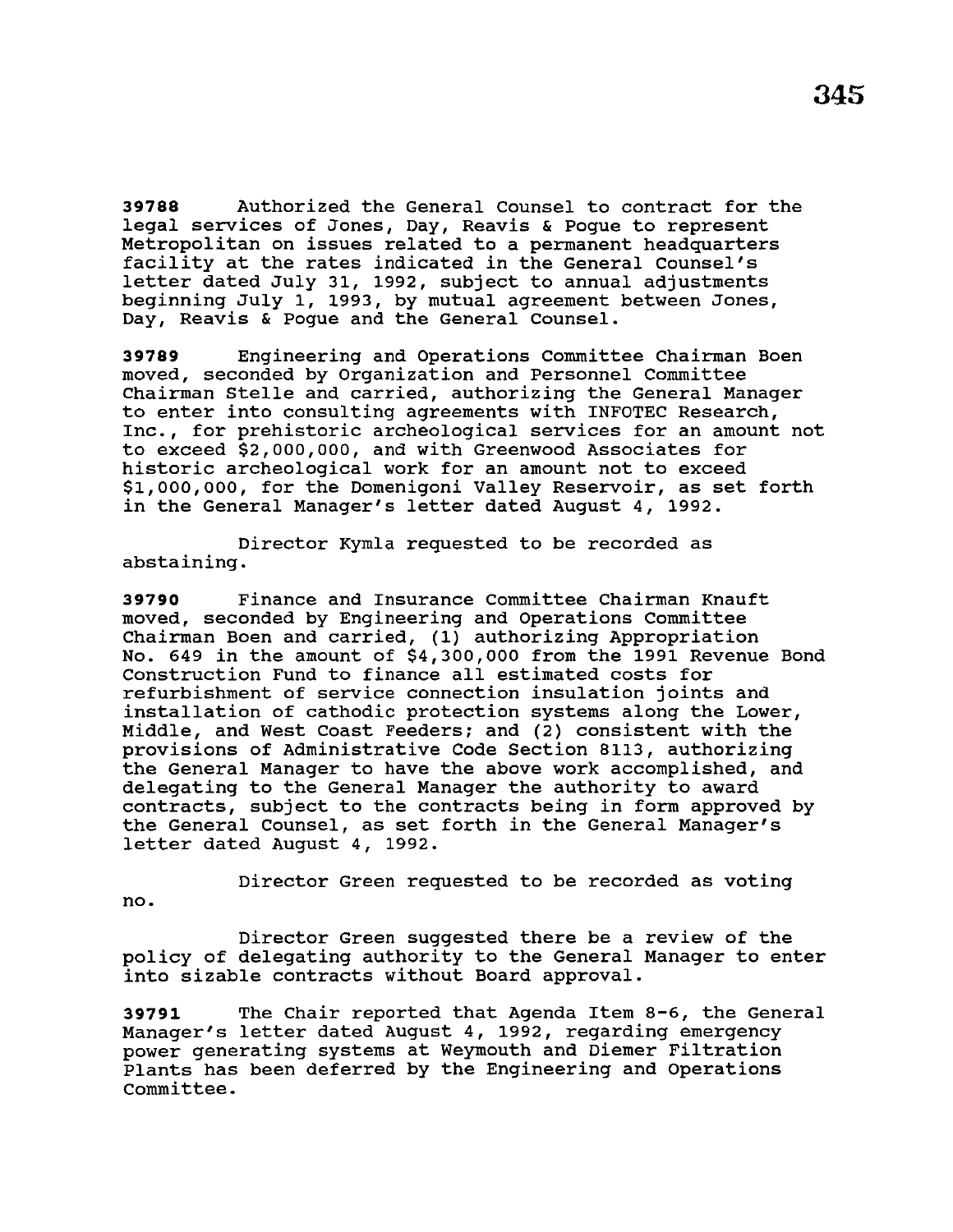**39788** Authorized the General Counsel to contract for the legal services of Jones, Day, Reavis & Pogue to represent Metropolitan on issues related to a permanent headquarters facility at the rates indicated in the General Counsel's letter dated July 31, 1992, subject to annual adjustments beginning July 1, 1993, by mutual agreement between Jones, Day, Reavis & Pogue and the General Counsel.

**39789** Engineering and Operations Committee Chairman Boen moved, seconded by Organization and Personnel Committee Chairman Stelle and carried, authorizing the General Manager to enter into consulting agreements with INFOTEC Research, Inc., for prehistoric archeological services for an amount not to exceed $2,000,000, and with Greenwood Associates for historic archeological work for an amount not to exceed $1,000,000, for the Domenigoni Valley Reservoir, as set forth in the General Manager's letter dated August 4, 1992.

Director Kymla requested to be recorded as abstaining.

**39790** Finance and Insurance Committee Chairman Knauft moved, seconded by Engineering and Operations Committee Chairman Boen and carried, (1) authorizing Appropriation No. 649 in the amount of $4,300,000 from the 1991 Revenue Bond Construction Fund to finance all estimated costs for refurbishment of service connection insulation joints and installation of cathodic protection systems along the Lower, Middle, and West Coast Feeders; and (2) consistent with the provisions of Administrative Code Section 8113, authorizing the General Manager to have the above work accomplished, and delegating to the General Manager the authority to award contracts, subject to the contracts being in form approved by the General Counsel, as set forth in the General Manager's letter dated August 4, 1992.

Director Green requested to be recorded as voting no.

Director Green suggested there be a review of the policy of delegating authority to the General Manager to enter into sizable contracts without Board approval.

**39791** The Chair reported that Agenda Item 8-6, the General Manager's letter dated August 4, 1992, regarding emergency power generating systems at Weymouth and Diemer Filtration Plants has been deferred by the Engineering and Operations Committee.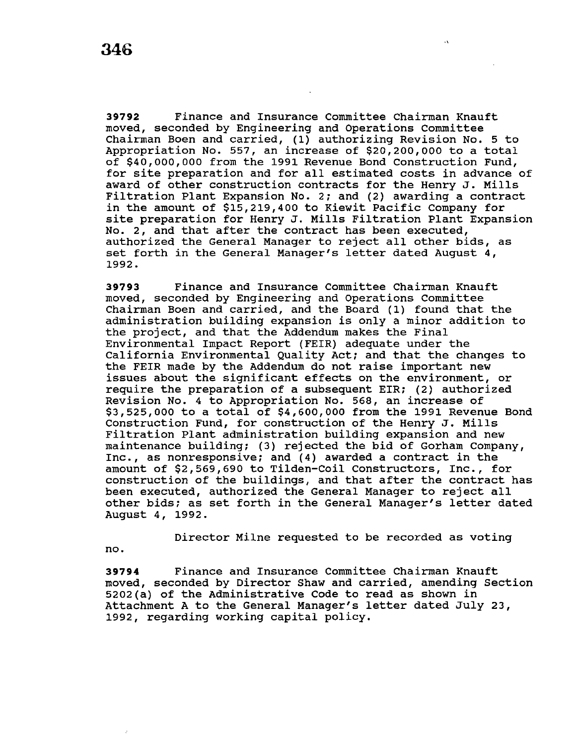**39792** Finance and Insurance Committee Chairman Knauft moved, seconded by Engineering and Operations Committee Chairman Boen and carried, (1) authorizing Revision No. 5 to Appropriation No. 557, an increase of $20,200,000 to a total of $40,000,000 from the 1991 Revenue Bond Construction Fund, for site preparation and for all estimated costs in advance of award of other construction contracts for the Henry J. Mills Filtration Plant Expansion No. 2; and (2) awarding a contract in the amount of $15,219,400 to Kiewit Pacific Company for site preparation for Henry J. Mills Filtration Plant Expansion No. 2, and that after the contract has been executed, authorized the General Manager to reject all other bids, as set forth in the General Manager's letter dated August 4, 1992.

**39793** Finance and Insurance Committee Chairman Knauft moved, seconded by Engineering and Operations Committee Chairman Boen and carried, and the Board (1) found that the administration building expansion is only a minor addition to the project, and that the Addendum makes the Final Environmental Impact Report (FEIR) adequate under the California Environmental Quality Act; and that the changes to the FEIR made by the Addendum do not raise important new issues about the significant effects on the environment, or require the preparation of a subsequent EIR; (2) authorized Revision No. 4 to Appropriation No. 568, an increase of $3,525,000 to a total of $4,600,000 from the 1991 Revenue Bond Construction Fund, for construction of the Henry J. Mills Filtration Plant administration building expansion and new maintenance building; (3) rejected the bid of Gorham Company, Inc., as nonresponsive; and (4) awarded a contract in the amount of $2,569,690 to Tilden-Coil Constructors, Inc., for construction of the buildings, and that after the contract has been executed, authorized the General Manager to reject all other bids; as set forth in the General Manager's letter dated August 4, 1992.

Director Milne requested to be recorded as voting no.

**39794** Finance and Insurance Committee Chairman Knauft moved, seconded by Director Shaw and carried, amending Section 5202(a) of the Administrative Code to read as shown in Attachment A to the General Manager's letter dated July 23, 1992, regarding working capital policy.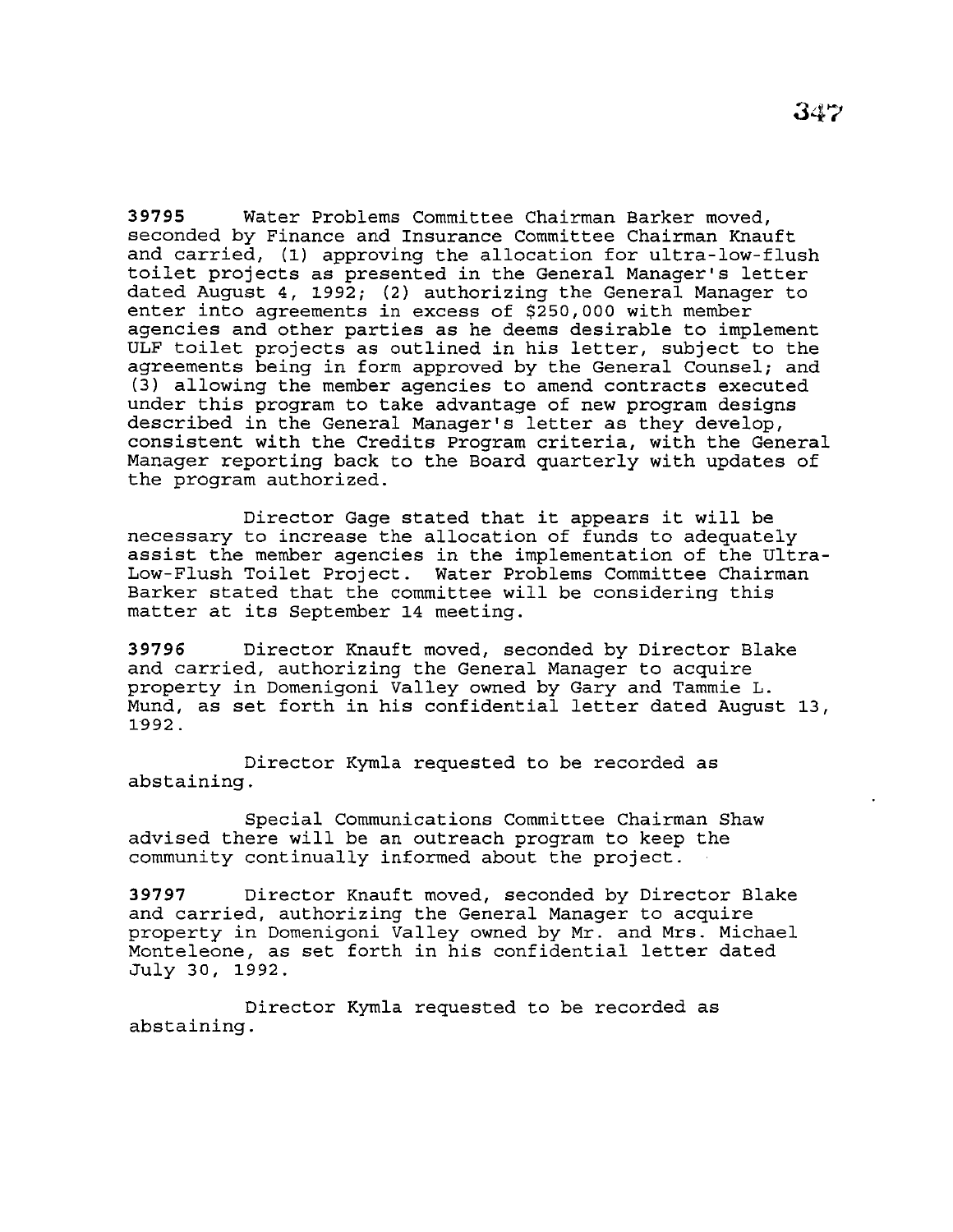**39795** Water Problems Committee Chairman Barker moved, seconded by Finance and Insurance Committee Chairman Knauft and carried, (1) approving the allocation for ultra-low-flush toilet projects as presented in the General Manager's letter dated August 4, 1992; (2) authorizing the General Manager to enter into agreements in excess of $250,000 with member agencies and other parties as he deems desirable to implement ULF toilet projects as outlined in his letter, subject to the agreements being in form approved by the General Counsel; and (3) allowing the member agencies to amend contracts executed under this program to take advantage of new program designs described in the General Manager's letter as they develop, consistent with the Credits Program criteria, with the General Manager reporting back to the Board quarterly with updates of the program authorized.

Director Gage stated that it appears it will be necessary to increase the allocation of funds to adequately assist the member agencies in the implementation of the Ultra-Low-Flush Toilet Project. Water Problems Committee Chairman Barker stated that the committee will be considering this matter at its September 14 meeting.

**39796** Director Knauft moved, seconded by Director Blake and carried, authorizing the General Manager to acquire property in Domenigoni Valley owned by Gary and Tammie L. Mund, as set forth in his confidential letter dated August 13, 1992.

Director Kymla requested to be recorded as abstaining.

Special Communications Committee Chairman Shaw advised there will be an outreach program to keep the community continually informed about the project.

**39797** Director Knauft moved, seconded by Director Blake and carried, authorizing the General Manager to acquire property in Domenigoni Valley owned by Mr. and Mrs. Michael Monteleone, as set forth in his confidential letter dated July 30, 1992.

Director Kymla requested to be recorded as abstaining.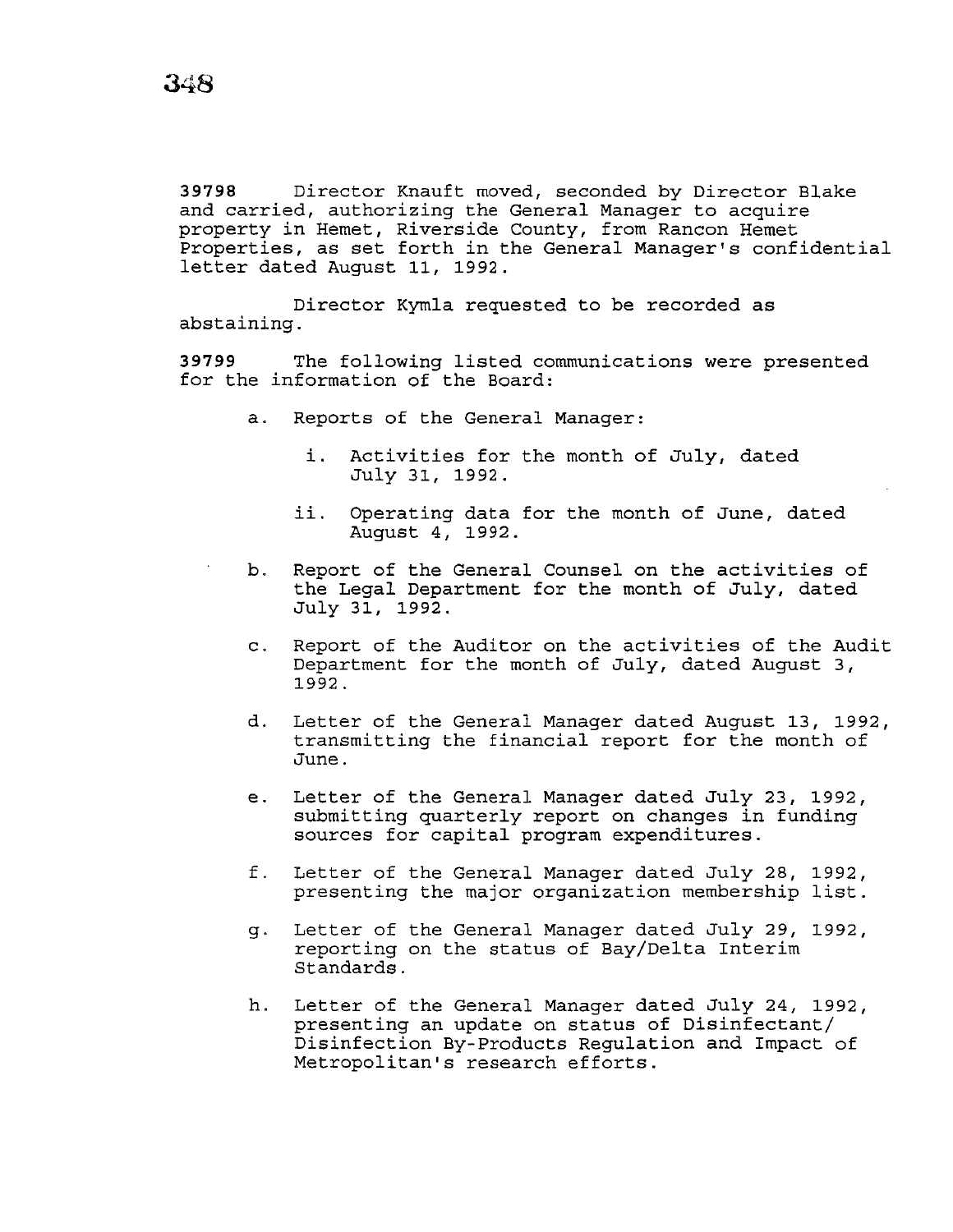**39798** Director Knauft moved, seconded by Director Blake and carried, authorizing the General Manager to acquire property in Hemet, Riverside County, from Rancon Hemet Properties, as set forth in the General Manager's confidential letter dated August 11, 1992.

Director Kymla requested to be recorded as abstaining.

**39799** The following listed communications were presented for the information of the Board:

a. Reports of the General Manager:

   i. Activities for the month of July, dated July 31, 1992.

   ii. Operating data for the month of June, dated August 4, 1992.

b. Report of the General Counsel on the activities of the Legal Department for the month of July, dated July 31, 1992.

c. Report of the Auditor on the activities of the Audit Department for the month of July, dated August 3, 1992.

d. Letter of the General Manager dated August 13, 1992, transmitting the financial report for the month of June.

e. Letter of the General Manager dated July 23, 1992, submitting quarterly report on changes in funding sources for capital program expenditures.

f. Letter of the General Manager dated July 28, 1992, presenting the major organization membership list.

g. Letter of the General Manager dated July 29, 1992, reporting on the status of Bay/Delta Interim Standards.

h. Letter of the General Manager dated July 24, 1992, presenting an update on status of Disinfectant/ Disinfection By-Products Regulation and Impact of Metropolitan's research efforts.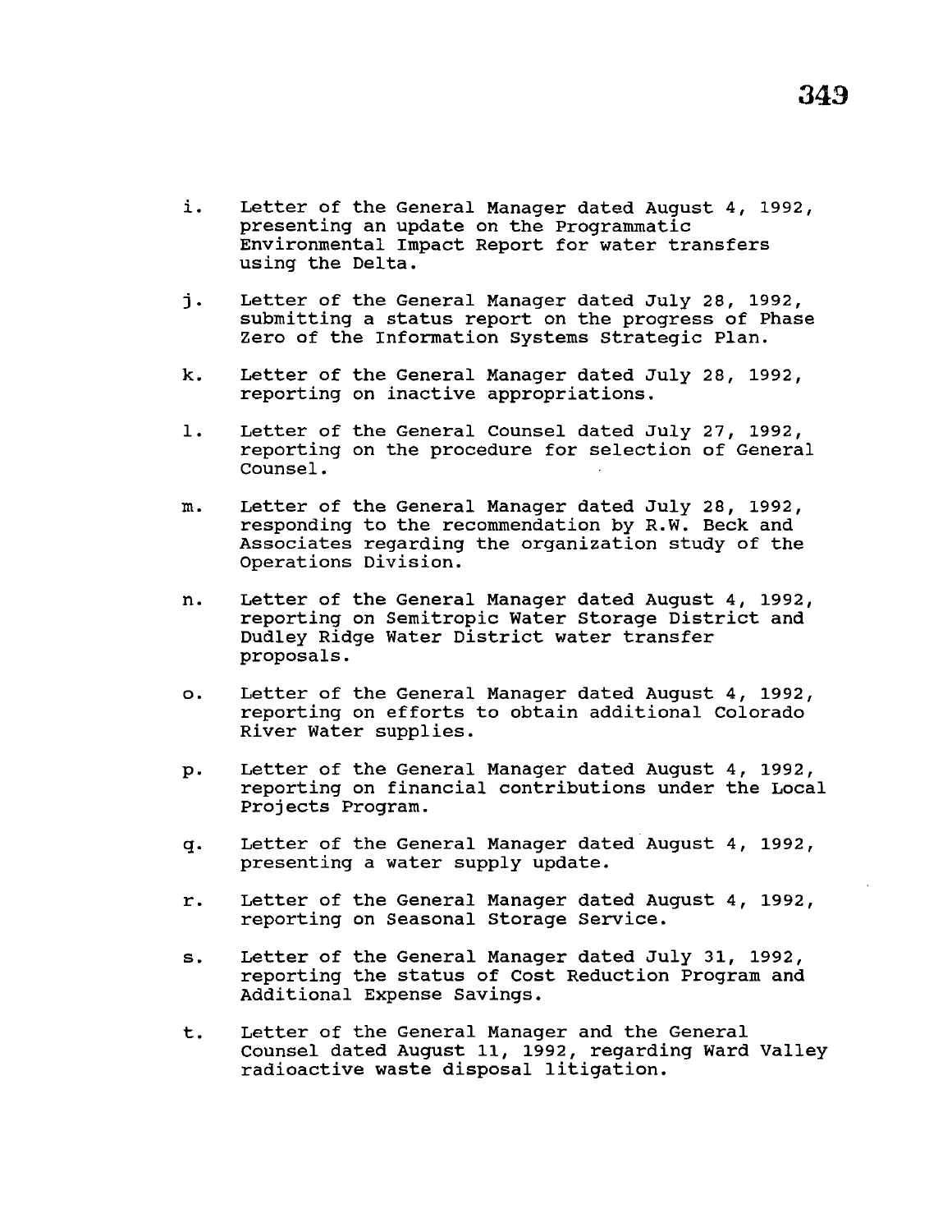i. Letter of the General Manager dated August 4, 1992, presenting an update on the Programmatic Environmental Impact Report for water transfers using the Delta.

j. Letter of the General Manager dated July 28, 1992, submitting a status report on the progress of Phase Zero of the Information Systems Strategic Plan.

k. Letter of the General Manager dated July 28, 1992, reporting on inactive appropriations.

l. Letter of the General Counsel dated July 27, 1992, reporting on the procedure for selection of General Counsel.

m. Letter of the General Manager dated July 28, 1992, responding to the recommendation by R.W. Beck and Associates regarding the organization study of the Operations Division.

n. Letter of the General Manager dated August 4, 1992, reporting on Semitropic Water Storage District and Dudley Ridge Water District water transfer proposals.

o. Letter of the General Manager dated August 4, 1992, reporting on efforts to obtain additional Colorado River Water supplies.

p. Letter of the General Manager dated August 4, 1992, reporting on financial contributions under the Local Projects Program.

q. Letter of the General Manager dated August 4, 1992, presenting a water supply update.

r. Letter of the General Manager dated August 4, 1992, reporting on Seasonal Storage Service.

s. Letter of the General Manager dated July 31, 1992, reporting the status of Cost Reduction Program and Additional Expense Savings.

t. Letter of the General Manager and the General Counsel dated August 11, 1992, regarding Ward Valley radioactive waste disposal litigation.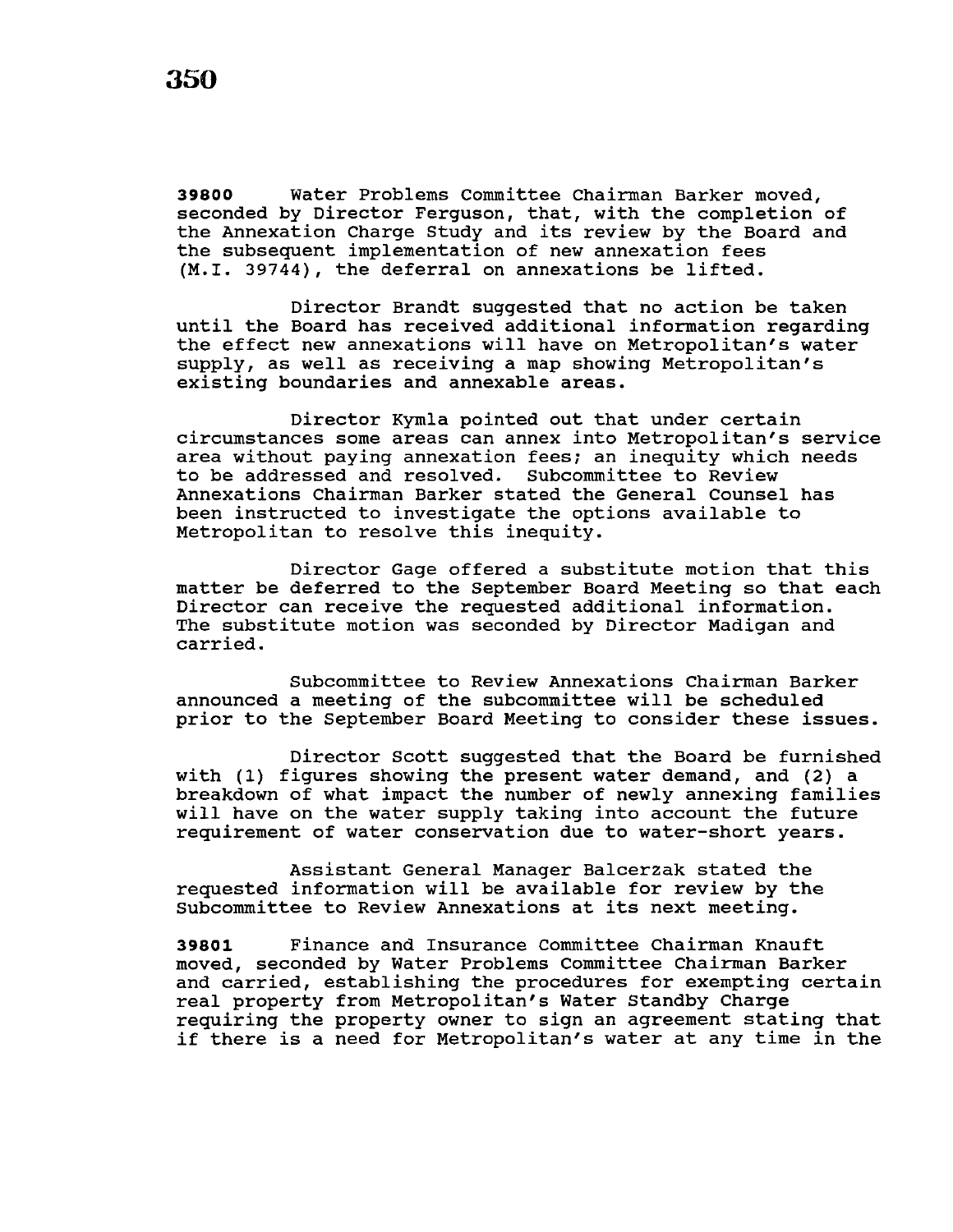**39800** Water Problems Committee Chairman Barker moved, seconded by Director Ferguson, that, with the completion of the Annexation Charge Study and its review by the Board and the subsequent implementation of new annexation fees (M.I. 39744), the deferral on annexations be lifted.

Director Brandt suggested that no action be taken until the Board has received additional information regarding the effect new annexations will have on Metropolitan's water supply, as well as receiving a map showing Metropolitan's existing boundaries and annexable areas.

Director Kymla pointed out that under certain circumstances some areas can annex into Metropolitan's service area without paying annexation fees; an inequity which needs to be addressed and resolved. Subcommittee to Review Annexations Chairman Barker stated the General Counsel has been instructed to investigate the options available to Metropolitan to resolve this inequity.

Director Gage offered a substitute motion that this matter be deferred to the September Board Meeting so that each Director can receive the requested additional information. The substitute motion was seconded by Director Madigan and carried.

Subcommittee to Review Annexations Chairman Barker announced a meeting of the subcommittee will be scheduled prior to the September Board Meeting to consider these issues.

Director Scott suggested that the Board be furnished with (1) figures showing the present water demand, and (2) a breakdown of what impact the number of newly annexing families will have on the water supply taking into account the future requirement of water conservation due to water-short years.

Assistant General Manager Balcerzak stated the requested information will be available for review by the Subcommittee to Review Annexations at its next meeting.

**39801** Finance and Insurance Committee Chairman Knauft moved, seconded by Water Problems Committee Chairman Barker and carried, establishing the procedures for exempting certain real property from Metropolitan's Water Standby Charge requiring the property owner to sign an agreement stating that if there is a need for Metropolitan's water at any time in the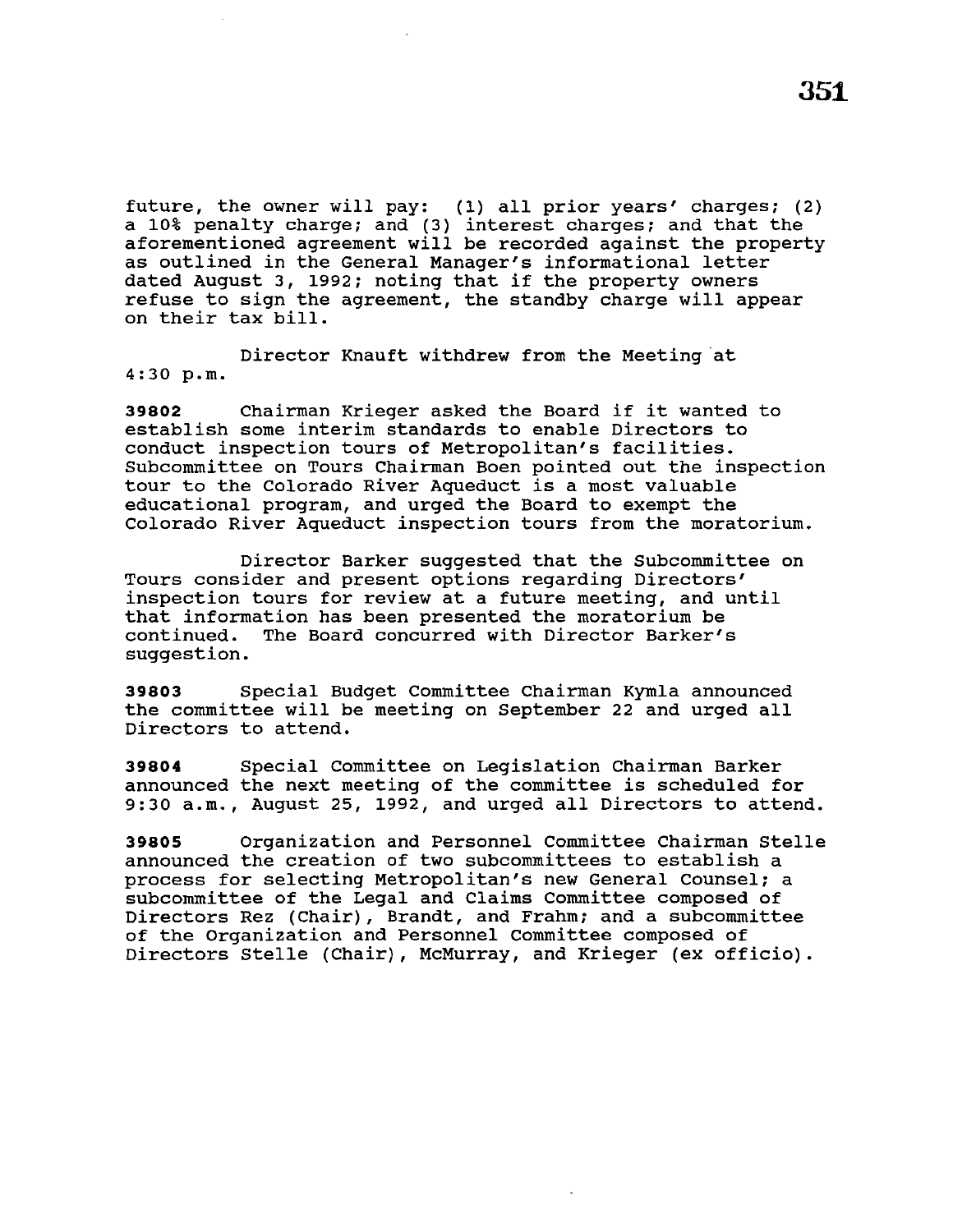future, the owner will pay: (1) all prior years' charges; (2) a 10% penalty charge; and (3) interest charges; and that the aforementioned agreement will be recorded against the property as outlined in the General Manager's informational letter dated August 3, 1992; noting that if the property owners refuse to sign the agreement, the standby charge will appear on their tax bill.

Director Knauft withdrew from the Meeting at 4:30 p.m.

**39802** Chairman Krieger asked the Board if it wanted to establish some interim standards to enable Directors to conduct inspection tours of Metropolitan's facilities. Subcommittee on Tours Chairman Boen pointed out the inspection tour to the Colorado River Aqueduct is a most valuable educational program, and urged the Board to exempt the Colorado River Aqueduct inspection tours from the moratorium.

Director Barker suggested that the Subcommittee on Tours consider and present options regarding Directors' inspection tours for review at a future meeting, and until that information has been presented the moratorium be continued. The Board concurred with Director Barker's suggestion.

**39803** Special Budget Committee Chairman Kymla announced the committee will be meeting on September 22 and urged all Directors to attend.

**39804** Special Committee on Legislation Chairman Barker announced the next meeting of the committee is scheduled for 9:30 a.m., August 25, 1992, and urged all Directors to attend.

**39805** Organization and Personnel Committee Chairman Stelle announced the creation of two subcommittees to establish a process for selecting Metropolitan's new General Counsel; a subcommittee of the Legal and Claims Committee composed of Directors Rez (Chair), Brandt, and Frahm; and a subcommittee of the Organization and Personnel Committee composed of Directors Stelle (Chair), McMurray, and Krieger (ex officio).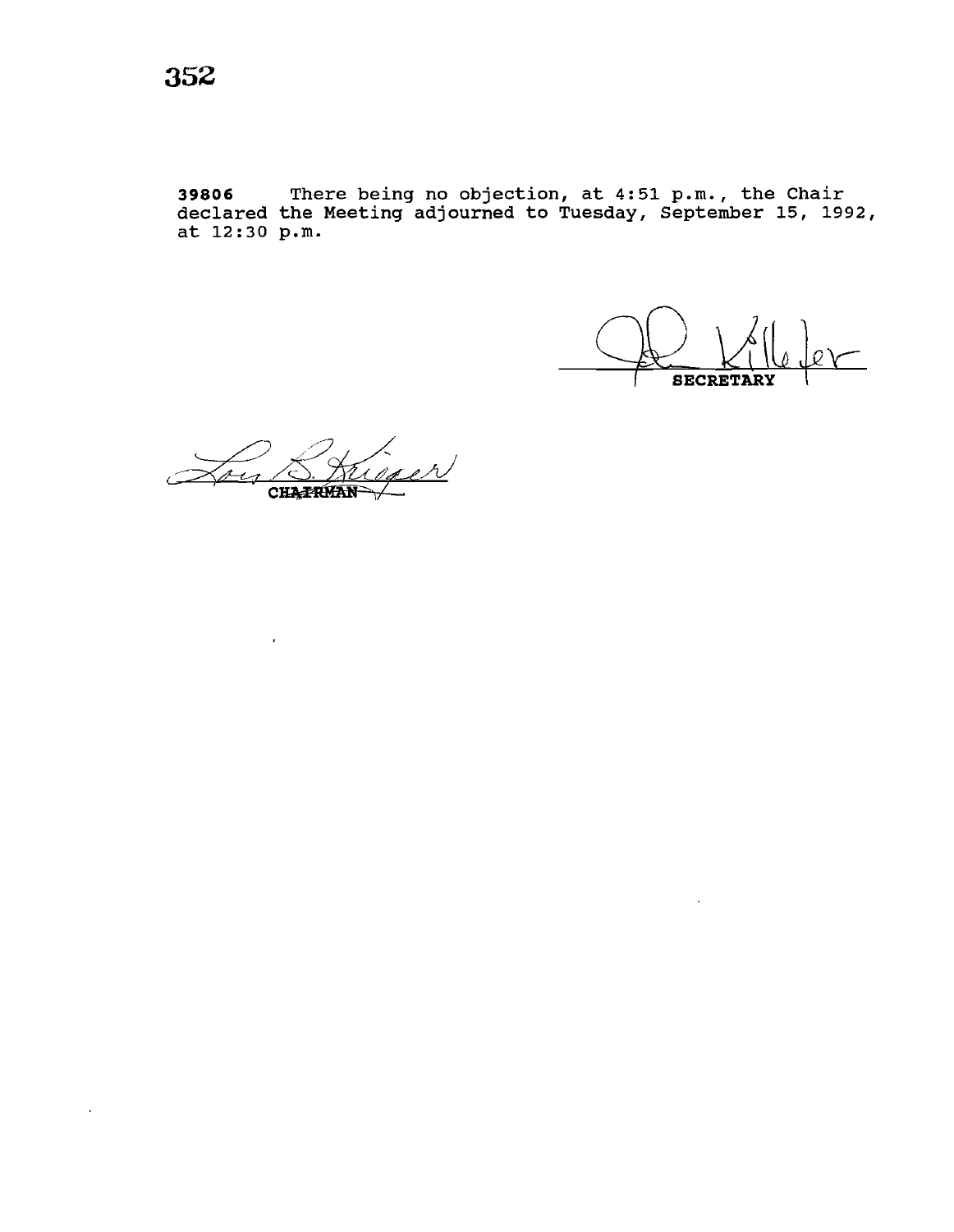**39806** There being no objection, at 4:51 p.m., the Chair declared the Meeting adjourned to Tuesday, September 15, 1992, at 12:30 p.m.

SECRETARY

~~CHAIRMAN~~